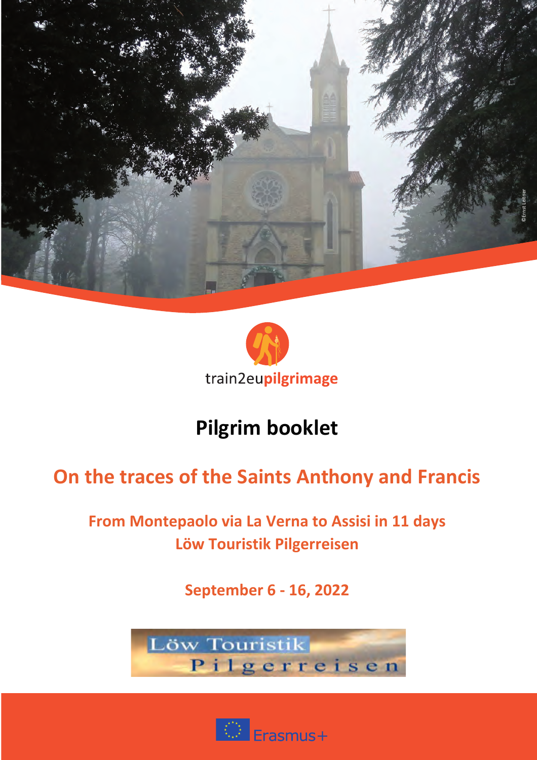train2eupilgrimage

# Pilgrim booklet

## On the traces of the Saints Anthony and Francis

### From Montepaolo via La Verna to Assisi in 11 days
### Löw Touristik Pilgerreisen

### September 6 - 16, 2022

Löw Touristik Pilgerreisen

Erasmus+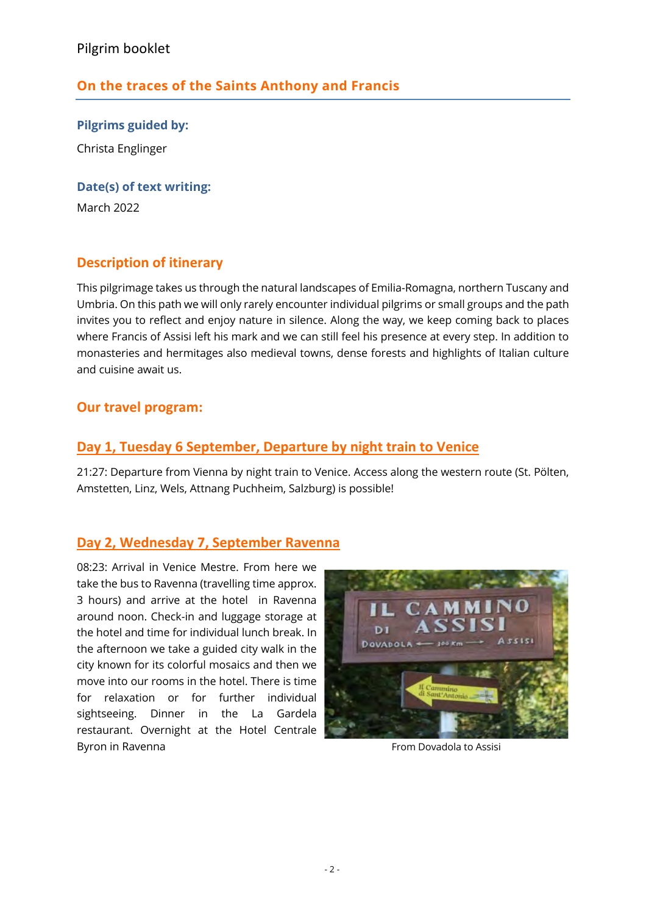Pilgrim booklet

## On the traces of the Saints Anthony and Francis

### Pilgrims guided by:

Christa Englinger

### Date(s) of text writing:

March 2022

## Description of itinerary

This pilgrimage takes us through the natural landscapes of Emilia-Romagna, northern Tuscany and Umbria. On this path we will only rarely encounter individual pilgrims or small groups and the path invites you to reflect and enjoy nature in silence. Along the way, we keep coming back to places where Francis of Assisi left his mark and we can still feel his presence at every step. In addition to monasteries and hermitages also medieval towns, dense forests and highlights of Italian culture and cuisine await us.

## Our travel program:

### Day 1, Tuesday 6 September, Departure by night train to Venice

21:27: Departure from Vienna by night train to Venice. Access along the western route (St. Pölten, Amstetten, Linz, Wels, Attnang Puchheim, Salzburg) is possible!

### Day 2, Wednesday 7, September Ravenna

08:23: Arrival in Venice Mestre. From here we take the bus to Ravenna (travelling time approx. 3 hours) and arrive at the hotel in Ravenna around noon. Check-in and luggage storage at the hotel and time for individual lunch break. In the afternoon we take a guided city walk in the city known for its colorful mosaics and then we move into our rooms in the hotel. There is time for relaxation or for further individual sightseeing. Dinner in the La Gardela restaurant. Overnight at the Hotel Centrale Byron in Ravenna

From Dovadola to Assisi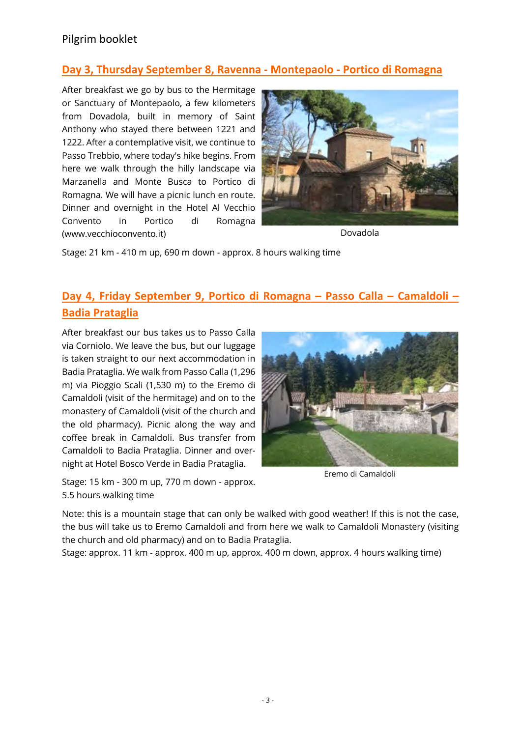## Day 3, Thursday September 8, Ravenna - Montepaolo - Portico di Romagna

After breakfast we go by bus to the Hermitage or Sanctuary of Montepaolo, a few kilometers from Dovadola, built in memory of Saint Anthony who stayed there between 1221 and 1222. After a contemplative visit, we continue to Passo Trebbio, where today's hike begins. From here we walk through the hilly landscape via Marzanella and Monte Busca to Portico di Romagna. We will have a picnic lunch en route. Dinner and overnight in the Hotel Al Vecchio Convento in Portico di Romagna (www.vecchioconvento.it)

Dovadola

Stage: 21 km - 410 m up, 690 m down - approx. 8 hours walking time

## Day 4, Friday September 9, Portico di Romagna – Passo Calla – Camaldoli – Badia Prataglia

After breakfast our bus takes us to Passo Calla via Corniolo. We leave the bus, but our luggage is taken straight to our next accommodation in Badia Prataglia. We walk from Passo Calla (1,296 m) via Pioggio Scali (1,530 m) to the Eremo di Camaldoli (visit of the hermitage) and on to the monastery of Camaldoli (visit of the church and the old pharmacy). Picnic along the way and coffee break in Camaldoli. Bus transfer from Camaldoli to Badia Prataglia. Dinner and overnight at Hotel Bosco Verde in Badia Prataglia.

Eremo di Camaldoli

Stage: 15 km - 300 m up, 770 m down - approx. 5.5 hours walking time

Note: this is a mountain stage that can only be walked with good weather! If this is not the case, the bus will take us to Eremo Camaldoli and from here we walk to Camaldoli Monastery (visiting the church and old pharmacy) and on to Badia Prataglia.
Stage: approx. 11 km - approx. 400 m up, approx. 400 m down, approx. 4 hours walking time)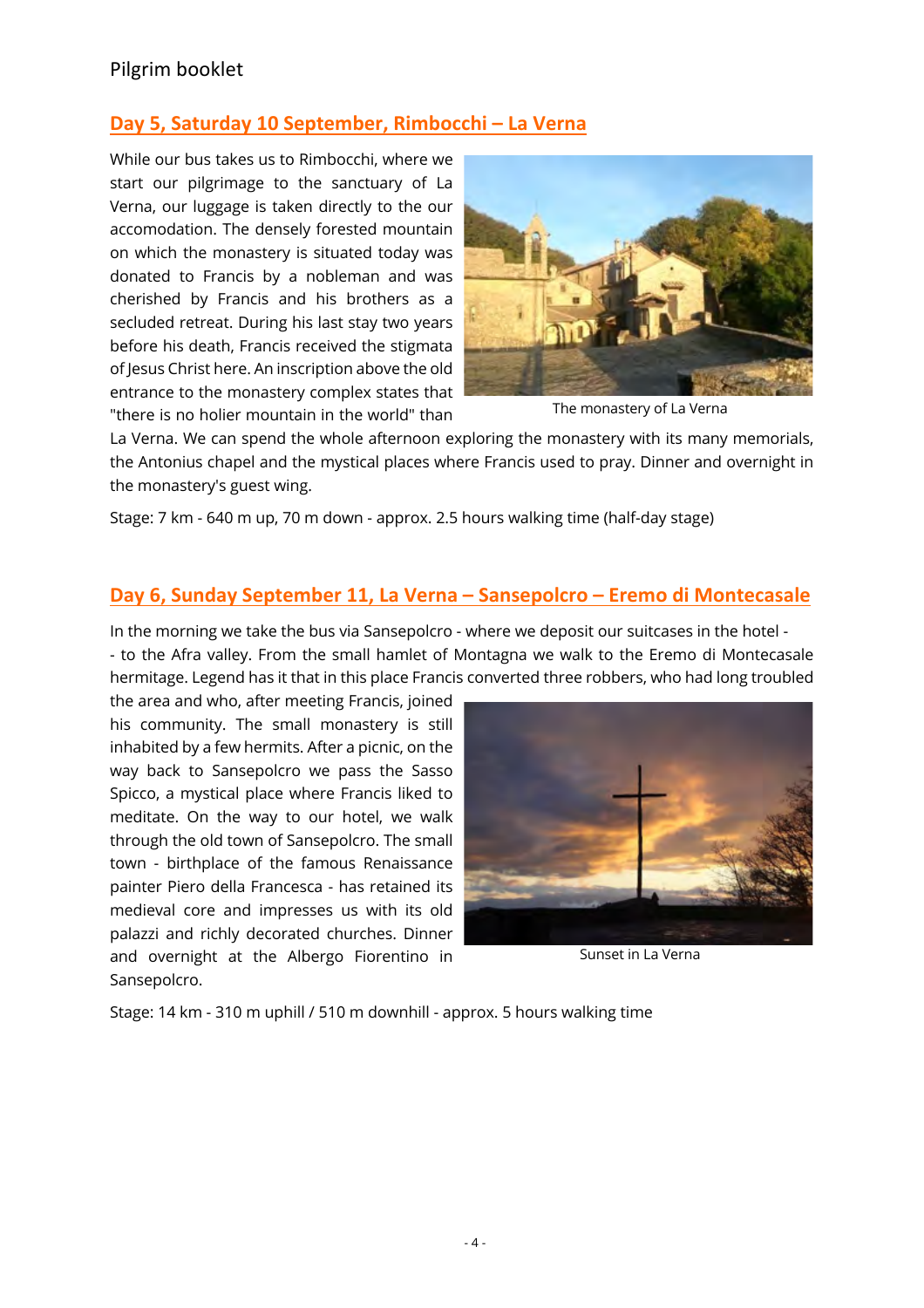## Day 5, Saturday 10 September, Rimbocchi – La Verna

While our bus takes us to Rimbocchi, where we start our pilgrimage to the sanctuary of La Verna, our luggage is taken directly to the our accomodation. The densely forested mountain on which the monastery is situated today was donated to Francis by a nobleman and was cherished by Francis and his brothers as a secluded retreat. During his last stay two years before his death, Francis received the stigmata of Jesus Christ here. An inscription above the old entrance to the monastery complex states that "there is no holier mountain in the world" than La Verna. We can spend the whole afternoon exploring the monastery with its many memorials, the Antonius chapel and the mystical places where Francis used to pray. Dinner and overnight in the monastery's guest wing.

The monastery of La Verna

Stage: 7 km - 640 m up, 70 m down - approx. 2.5 hours walking time (half-day stage)

## Day 6, Sunday September 11, La Verna – Sansepolcro – Eremo di Montecasale

In the morning we take the bus via Sansepolcro - where we deposit our suitcases in the hotel - - to the Afra valley. From the small hamlet of Montagna we walk to the Eremo di Montecasale hermitage. Legend has it that in this place Francis converted three robbers, who had long troubled the area and who, after meeting Francis, joined his community. The small monastery is still inhabited by a few hermits. After a picnic, on the way back to Sansepolcro we pass the Sasso Spicco, a mystical place where Francis liked to meditate. On the way to our hotel, we walk through the old town of Sansepolcro. The small town - birthplace of the famous Renaissance painter Piero della Francesca - has retained its medieval core and impresses us with its old palazzi and richly decorated churches. Dinner and overnight at the Albergo Fiorentino in Sansepolcro.

Sunset in La Verna

Stage: 14 km - 310 m uphill / 510 m downhill - approx. 5 hours walking time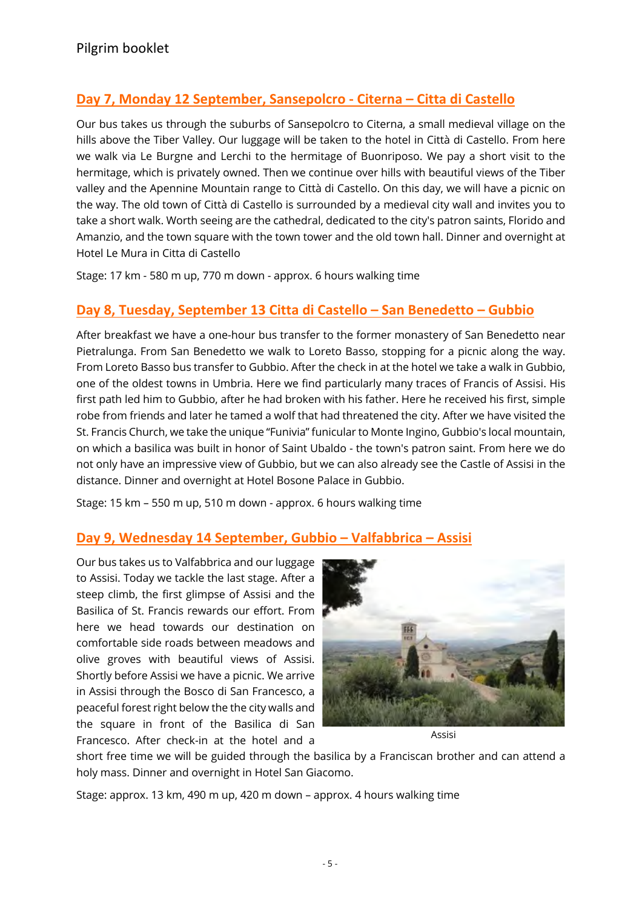## Day 7, Monday 12 September, Sansepolcro - Citerna – Citta di Castello

Our bus takes us through the suburbs of Sansepolcro to Citerna, a small medieval village on the hills above the Tiber Valley. Our luggage will be taken to the hotel in Città di Castello. From here we walk via Le Burgne and Lerchi to the hermitage of Buonriposo. We pay a short visit to the hermitage, which is privately owned. Then we continue over hills with beautiful views of the Tiber valley and the Apennine Mountain range to Città di Castello. On this day, we will have a picnic on the way. The old town of Città di Castello is surrounded by a medieval city wall and invites you to take a short walk. Worth seeing are the cathedral, dedicated to the city's patron saints, Florido and Amanzio, and the town square with the town tower and the old town hall. Dinner and overnight at Hotel Le Mura in Citta di Castello

Stage: 17 km - 580 m up, 770 m down - approx. 6 hours walking time

## Day 8, Tuesday, September 13 Citta di Castello – San Benedetto – Gubbio

After breakfast we have a one-hour bus transfer to the former monastery of San Benedetto near Pietralunga. From San Benedetto we walk to Loreto Basso, stopping for a picnic along the way. From Loreto Basso bus transfer to Gubbio. After the check in at the hotel we take a walk in Gubbio, one of the oldest towns in Umbria. Here we find particularly many traces of Francis of Assisi. His first path led him to Gubbio, after he had broken with his father. Here he received his first, simple robe from friends and later he tamed a wolf that had threatened the city. After we have visited the St. Francis Church, we take the unique "Funivia" funicular to Monte Ingino, Gubbio's local mountain, on which a basilica was built in honor of Saint Ubaldo - the town's patron saint. From here we do not only have an impressive view of Gubbio, but we can also already see the Castle of Assisi in the distance. Dinner and overnight at Hotel Bosone Palace in Gubbio.

Stage: 15 km – 550 m up, 510 m down - approx. 6 hours walking time

## Day 9, Wednesday 14 September, Gubbio – Valfabbrica – Assisi

Our bus takes us to Valfabbrica and our luggage to Assisi. Today we tackle the last stage. After a steep climb, the first glimpse of Assisi and the Basilica of St. Francis rewards our effort. From here we head towards our destination on comfortable side roads between meadows and olive groves with beautiful views of Assisi. Shortly before Assisi we have a picnic. We arrive in Assisi through the Bosco di San Francesco, a peaceful forest right below the the city walls and the square in front of the Basilica di San Francesco. After check-in at the hotel and a short free time we will be guided through the basilica by a Franciscan brother and can attend a holy mass. Dinner and overnight in Hotel San Giacomo.

Assisi

Stage: approx. 13 km, 490 m up, 420 m down – approx. 4 hours walking time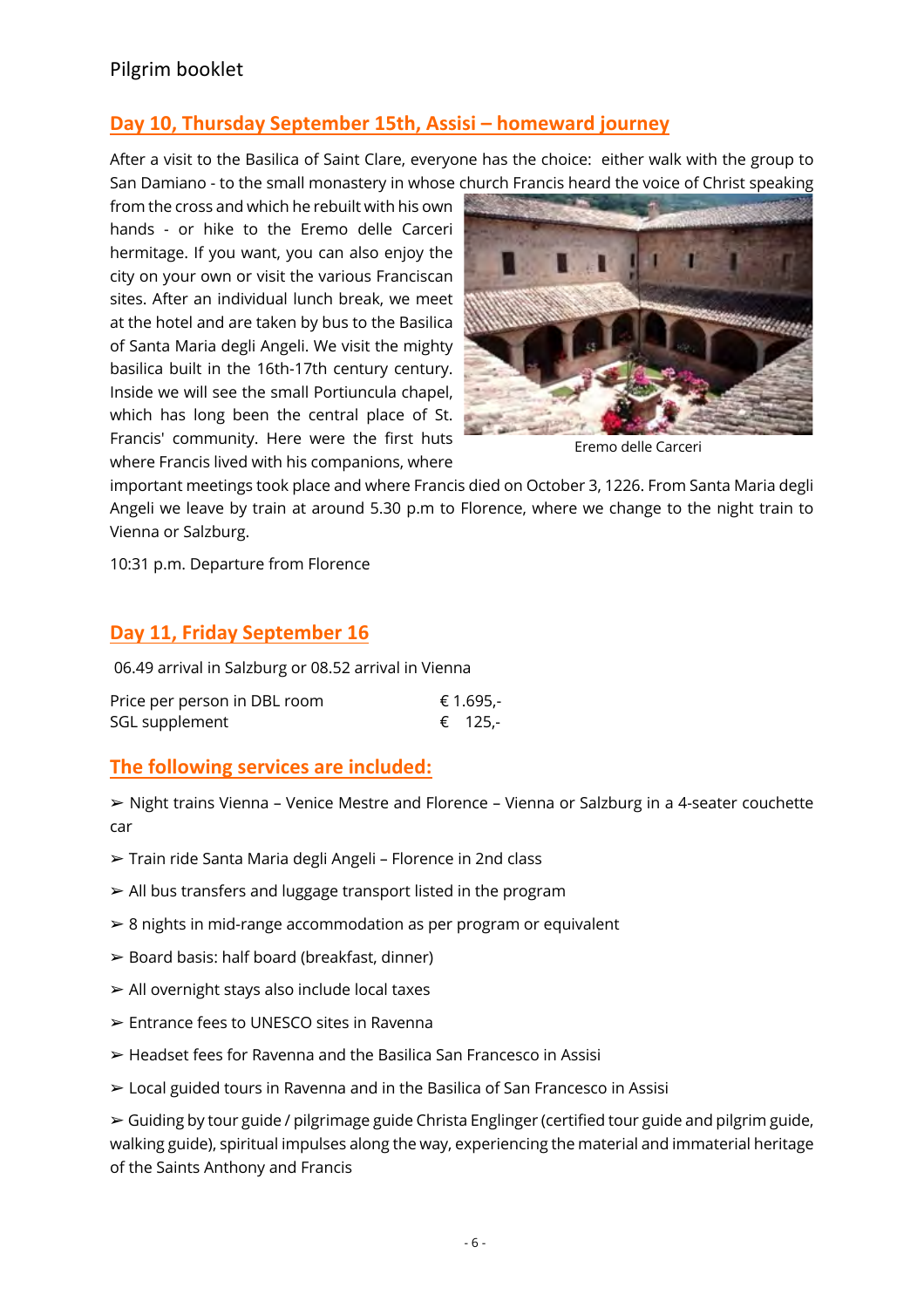## Day 10, Thursday September 15th, Assisi – homeward journey

After a visit to the Basilica of Saint Clare, everyone has the choice: either walk with the group to San Damiano - to the small monastery in whose church Francis heard the voice of Christ speaking from the cross and which he rebuilt with his own hands - or hike to the Eremo delle Carceri hermitage. If you want, you can also enjoy the city on your own or visit the various Franciscan sites. After an individual lunch break, we meet at the hotel and are taken by bus to the Basilica of Santa Maria degli Angeli. We visit the mighty basilica built in the 16th-17th century century. Inside we will see the small Portiuncula chapel, which has long been the central place of St. Francis' community. Here were the first huts where Francis lived with his companions, where important meetings took place and where Francis died on October 3, 1226. From Santa Maria degli Angeli we leave by train at around 5.30 p.m to Florence, where we change to the night train to Vienna or Salzburg.

Eremo delle Carceri

10:31 p.m. Departure from Florence

## Day 11, Friday September 16

06.49 arrival in Salzburg or 08.52 arrival in Vienna

| | |
|---|---|
| Price per person in DBL room | € 1.695,- |
| SGL supplement | € 125,- |

## The following services are included:

- ➢ Night trains Vienna – Venice Mestre and Florence – Vienna or Salzburg in a 4-seater couchette car
- ➢ Train ride Santa Maria degli Angeli – Florence in 2nd class
- ➢ All bus transfers and luggage transport listed in the program
- ➢ 8 nights in mid-range accommodation as per program or equivalent
- ➢ Board basis: half board (breakfast, dinner)
- ➢ All overnight stays also include local taxes
- ➢ Entrance fees to UNESCO sites in Ravenna
- ➢ Headset fees for Ravenna and the Basilica San Francesco in Assisi
- ➢ Local guided tours in Ravenna and in the Basilica of San Francesco in Assisi
- ➢ Guiding by tour guide / pilgrimage guide Christa Englinger (certified tour guide and pilgrim guide, walking guide), spiritual impulses along the way, experiencing the material and immaterial heritage of the Saints Anthony and Francis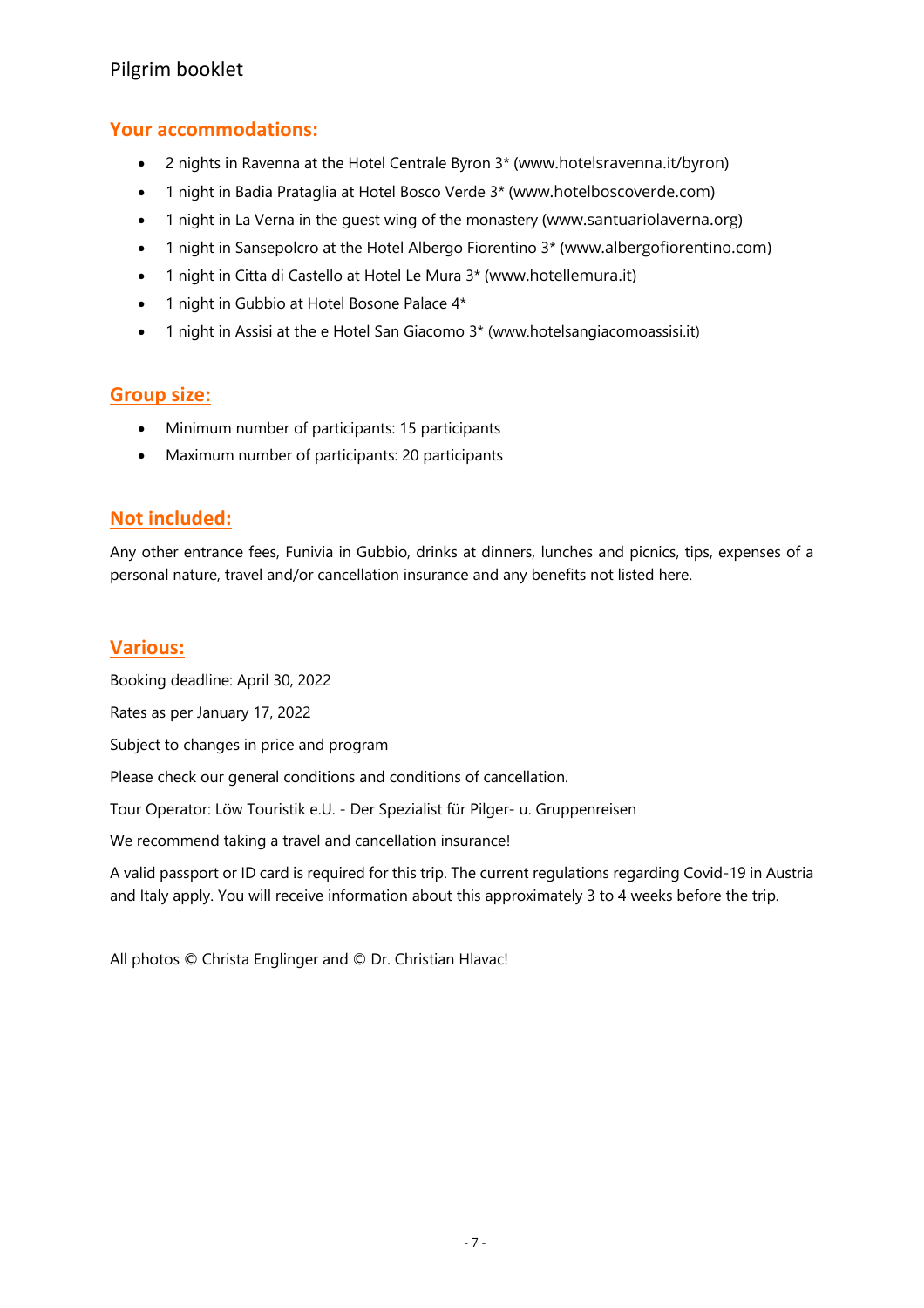## Your accommodations:

- 2 nights in Ravenna at the Hotel Centrale Byron 3* (www.hotelsravenna.it/byron)
- 1 night in Badia Prataglia at Hotel Bosco Verde 3* (www.hotelboscoverde.com)
- 1 night in La Verna in the guest wing of the monastery (www.santuariolaverna.org)
- 1 night in Sansepolcro at the Hotel Albergo Fiorentino 3* (www.albergofiorentino.com)
- 1 night in Citta di Castello at Hotel Le Mura 3* (www.hotellemura.it)
- 1 night in Gubbio at Hotel Bosone Palace 4*
- 1 night in Assisi at the e Hotel San Giacomo 3* (www.hotelsangiacomoassisi.it)

## Group size:

- Minimum number of participants: 15 participants
- Maximum number of participants: 20 participants

## Not included:

Any other entrance fees, Funivia in Gubbio, drinks at dinners, lunches and picnics, tips, expenses of a personal nature, travel and/or cancellation insurance and any benefits not listed here.

## Various:

Booking deadline: April 30, 2022

Rates as per January 17, 2022

Subject to changes in price and program

Please check our general conditions and conditions of cancellation.

Tour Operator: Löw Touristik e.U. - Der Spezialist für Pilger- u. Gruppenreisen

We recommend taking a travel and cancellation insurance!

A valid passport or ID card is required for this trip. The current regulations regarding Covid-19 in Austria and Italy apply. You will receive information about this approximately 3 to 4 weeks before the trip.

All photos © Christa Englinger and © Dr. Christian Hlavac!